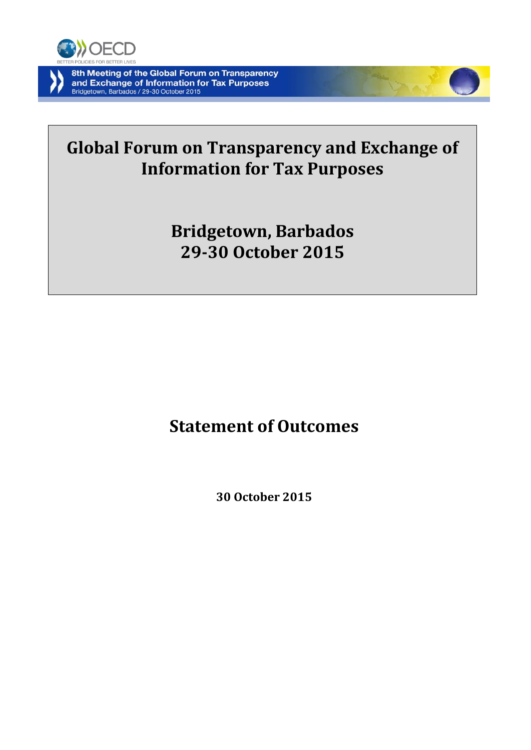8th Meeting of the Global Forum on Transparency and Exchange of Information for Tax Purposes
Bridgetown, Barbados / 29-30 October 2015

# Global Forum on Transparency and Exchange of Information for Tax Purposes

## Bridgetown, Barbados
## 29-30 October 2015

# Statement of Outcomes

**30 October 2015**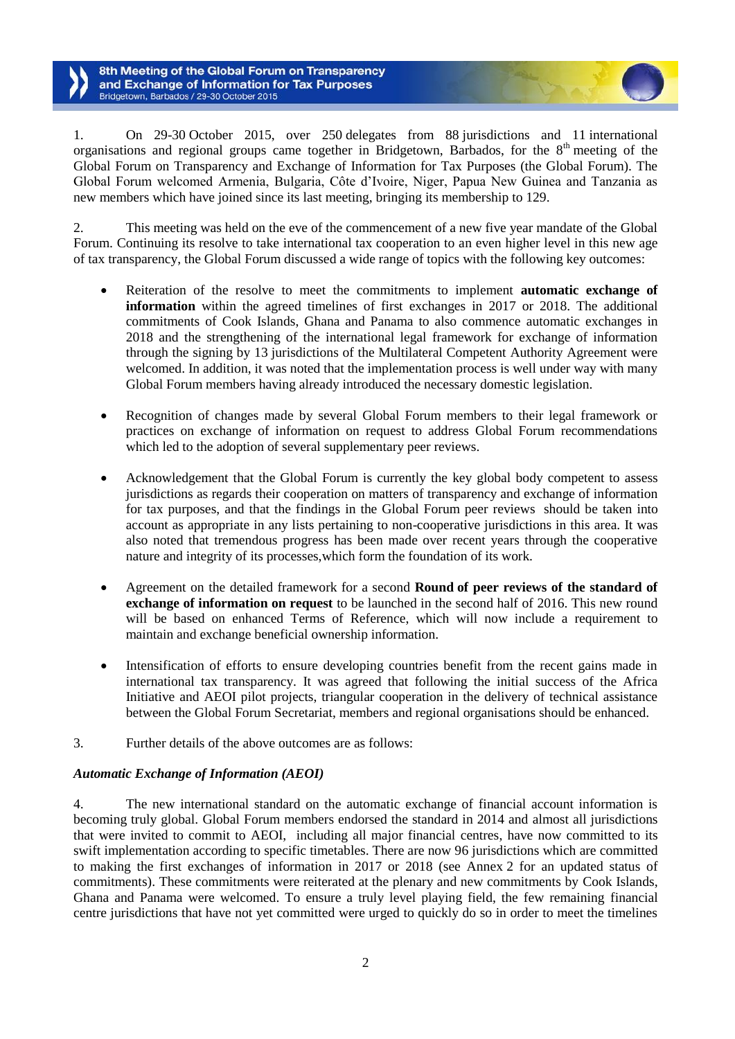1. On 29-30 October 2015, over 250 delegates from 88 jurisdictions and 11 international organisations and regional groups came together in Bridgetown, Barbados, for the 8th meeting of the Global Forum on Transparency and Exchange of Information for Tax Purposes (the Global Forum). The Global Forum welcomed Armenia, Bulgaria, Côte d'Ivoire, Niger, Papua New Guinea and Tanzania as new members which have joined since its last meeting, bringing its membership to 129.

2. This meeting was held on the eve of the commencement of a new five year mandate of the Global Forum. Continuing its resolve to take international tax cooperation to an even higher level in this new age of tax transparency, the Global Forum discussed a wide range of topics with the following key outcomes:

- Reiteration of the resolve to meet the commitments to implement **automatic exchange of information** within the agreed timelines of first exchanges in 2017 or 2018. The additional commitments of Cook Islands, Ghana and Panama to also commence automatic exchanges in 2018 and the strengthening of the international legal framework for exchange of information through the signing by 13 jurisdictions of the Multilateral Competent Authority Agreement were welcomed. In addition, it was noted that the implementation process is well under way with many Global Forum members having already introduced the necessary domestic legislation.

- Recognition of changes made by several Global Forum members to their legal framework or practices on exchange of information on request to address Global Forum recommendations which led to the adoption of several supplementary peer reviews.

- Acknowledgement that the Global Forum is currently the key global body competent to assess jurisdictions as regards their cooperation on matters of transparency and exchange of information for tax purposes, and that the findings in the Global Forum peer reviews should be taken into account as appropriate in any lists pertaining to non-cooperative jurisdictions in this area. It was also noted that tremendous progress has been made over recent years through the cooperative nature and integrity of its processes,which form the foundation of its work.

- Agreement on the detailed framework for a second **Round of peer reviews of the standard of exchange of information on request** to be launched in the second half of 2016. This new round will be based on enhanced Terms of Reference, which will now include a requirement to maintain and exchange beneficial ownership information.

- Intensification of efforts to ensure developing countries benefit from the recent gains made in international tax transparency. It was agreed that following the initial success of the Africa Initiative and AEOI pilot projects, triangular cooperation in the delivery of technical assistance between the Global Forum Secretariat, members and regional organisations should be enhanced.

3. Further details of the above outcomes are as follows:

***Automatic Exchange of Information (AEOI)***

4. The new international standard on the automatic exchange of financial account information is becoming truly global. Global Forum members endorsed the standard in 2014 and almost all jurisdictions that were invited to commit to AEOI, including all major financial centres, have now committed to its swift implementation according to specific timetables. There are now 96 jurisdictions which are committed to making the first exchanges of information in 2017 or 2018 (see Annex 2 for an updated status of commitments). These commitments were reiterated at the plenary and new commitments by Cook Islands, Ghana and Panama were welcomed. To ensure a truly level playing field, the few remaining financial centre jurisdictions that have not yet committed were urged to quickly do so in order to meet the timelines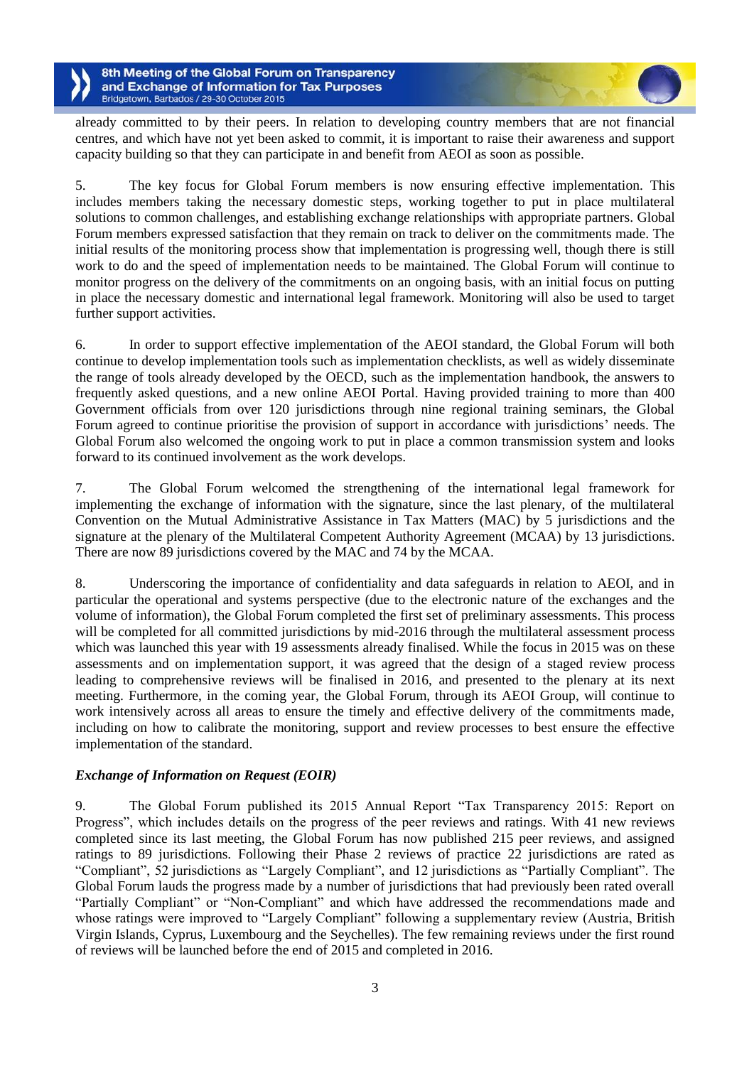already committed to by their peers. In relation to developing country members that are not financial centres, and which have not yet been asked to commit, it is important to raise their awareness and support capacity building so that they can participate in and benefit from AEOI as soon as possible.

5. The key focus for Global Forum members is now ensuring effective implementation. This includes members taking the necessary domestic steps, working together to put in place multilateral solutions to common challenges, and establishing exchange relationships with appropriate partners. Global Forum members expressed satisfaction that they remain on track to deliver on the commitments made. The initial results of the monitoring process show that implementation is progressing well, though there is still work to do and the speed of implementation needs to be maintained. The Global Forum will continue to monitor progress on the delivery of the commitments on an ongoing basis, with an initial focus on putting in place the necessary domestic and international legal framework. Monitoring will also be used to target further support activities.

6. In order to support effective implementation of the AEOI standard, the Global Forum will both continue to develop implementation tools such as implementation checklists, as well as widely disseminate the range of tools already developed by the OECD, such as the implementation handbook, the answers to frequently asked questions, and a new online AEOI Portal. Having provided training to more than 400 Government officials from over 120 jurisdictions through nine regional training seminars, the Global Forum agreed to continue prioritise the provision of support in accordance with jurisdictions' needs. The Global Forum also welcomed the ongoing work to put in place a common transmission system and looks forward to its continued involvement as the work develops.

7. The Global Forum welcomed the strengthening of the international legal framework for implementing the exchange of information with the signature, since the last plenary, of the multilateral Convention on the Mutual Administrative Assistance in Tax Matters (MAC) by 5 jurisdictions and the signature at the plenary of the Multilateral Competent Authority Agreement (MCAA) by 13 jurisdictions. There are now 89 jurisdictions covered by the MAC and 74 by the MCAA.

8. Underscoring the importance of confidentiality and data safeguards in relation to AEOI, and in particular the operational and systems perspective (due to the electronic nature of the exchanges and the volume of information), the Global Forum completed the first set of preliminary assessments. This process will be completed for all committed jurisdictions by mid-2016 through the multilateral assessment process which was launched this year with 19 assessments already finalised. While the focus in 2015 was on these assessments and on implementation support, it was agreed that the design of a staged review process leading to comprehensive reviews will be finalised in 2016, and presented to the plenary at its next meeting. Furthermore, in the coming year, the Global Forum, through its AEOI Group, will continue to work intensively across all areas to ensure the timely and effective delivery of the commitments made, including on how to calibrate the monitoring, support and review processes to best ensure the effective implementation of the standard.

### *Exchange of Information on Request (EOIR)*

9. The Global Forum published its 2015 Annual Report "Tax Transparency 2015: Report on Progress", which includes details on the progress of the peer reviews and ratings. With 41 new reviews completed since its last meeting, the Global Forum has now published 215 peer reviews, and assigned ratings to 89 jurisdictions. Following their Phase 2 reviews of practice 22 jurisdictions are rated as "Compliant", 52 jurisdictions as "Largely Compliant", and 12 jurisdictions as "Partially Compliant". The Global Forum lauds the progress made by a number of jurisdictions that had previously been rated overall "Partially Compliant" or "Non-Compliant" and which have addressed the recommendations made and whose ratings were improved to "Largely Compliant" following a supplementary review (Austria, British Virgin Islands, Cyprus, Luxembourg and the Seychelles). The few remaining reviews under the first round of reviews will be launched before the end of 2015 and completed in 2016.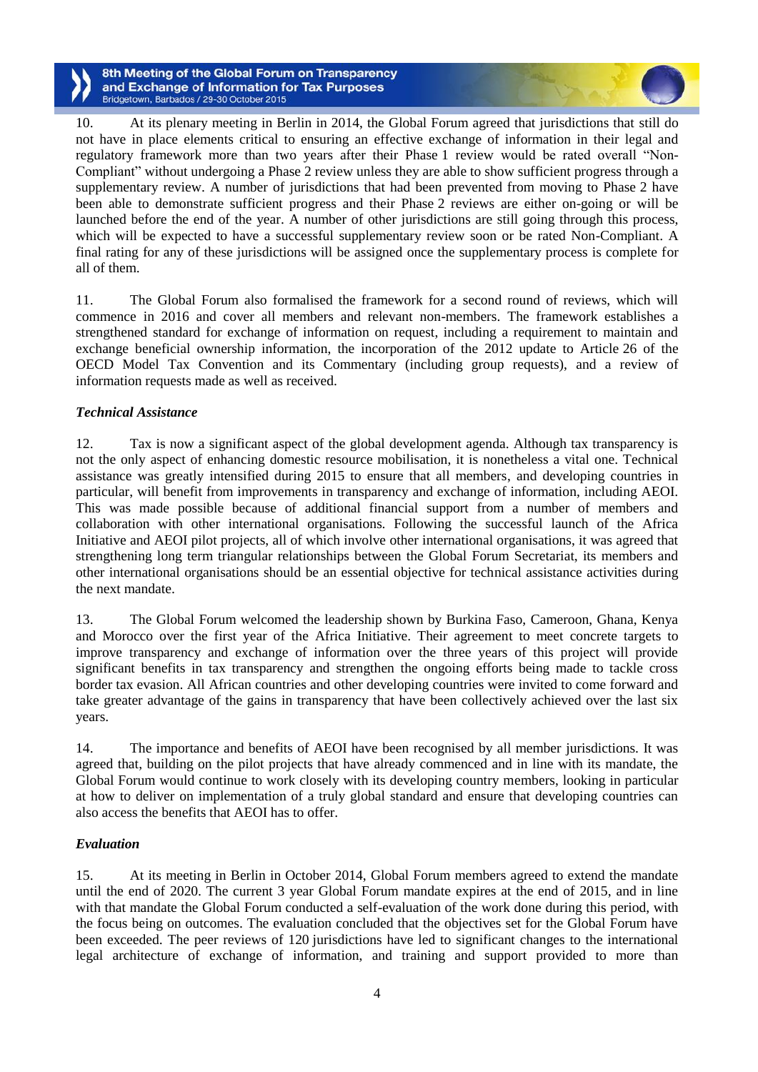10. At its plenary meeting in Berlin in 2014, the Global Forum agreed that jurisdictions that still do not have in place elements critical to ensuring an effective exchange of information in their legal and regulatory framework more than two years after their Phase 1 review would be rated overall "Non-Compliant" without undergoing a Phase 2 review unless they are able to show sufficient progress through a supplementary review. A number of jurisdictions that had been prevented from moving to Phase 2 have been able to demonstrate sufficient progress and their Phase 2 reviews are either on-going or will be launched before the end of the year. A number of other jurisdictions are still going through this process, which will be expected to have a successful supplementary review soon or be rated Non-Compliant. A final rating for any of these jurisdictions will be assigned once the supplementary process is complete for all of them.

11. The Global Forum also formalised the framework for a second round of reviews, which will commence in 2016 and cover all members and relevant non-members. The framework establishes a strengthened standard for exchange of information on request, including a requirement to maintain and exchange beneficial ownership information, the incorporation of the 2012 update to Article 26 of the OECD Model Tax Convention and its Commentary (including group requests), and a review of information requests made as well as received.

***Technical Assistance***

12. Tax is now a significant aspect of the global development agenda. Although tax transparency is not the only aspect of enhancing domestic resource mobilisation, it is nonetheless a vital one. Technical assistance was greatly intensified during 2015 to ensure that all members, and developing countries in particular, will benefit from improvements in transparency and exchange of information, including AEOI. This was made possible because of additional financial support from a number of members and collaboration with other international organisations. Following the successful launch of the Africa Initiative and AEOI pilot projects, all of which involve other international organisations, it was agreed that strengthening long term triangular relationships between the Global Forum Secretariat, its members and other international organisations should be an essential objective for technical assistance activities during the next mandate.

13. The Global Forum welcomed the leadership shown by Burkina Faso, Cameroon, Ghana, Kenya and Morocco over the first year of the Africa Initiative. Their agreement to meet concrete targets to improve transparency and exchange of information over the three years of this project will provide significant benefits in tax transparency and strengthen the ongoing efforts being made to tackle cross border tax evasion. All African countries and other developing countries were invited to come forward and take greater advantage of the gains in transparency that have been collectively achieved over the last six years.

14. The importance and benefits of AEOI have been recognised by all member jurisdictions. It was agreed that, building on the pilot projects that have already commenced and in line with its mandate, the Global Forum would continue to work closely with its developing country members, looking in particular at how to deliver on implementation of a truly global standard and ensure that developing countries can also access the benefits that AEOI has to offer.

***Evaluation***

15. At its meeting in Berlin in October 2014, Global Forum members agreed to extend the mandate until the end of 2020. The current 3 year Global Forum mandate expires at the end of 2015, and in line with that mandate the Global Forum conducted a self-evaluation of the work done during this period, with the focus being on outcomes. The evaluation concluded that the objectives set for the Global Forum have been exceeded. The peer reviews of 120 jurisdictions have led to significant changes to the international legal architecture of exchange of information, and training and support provided to more than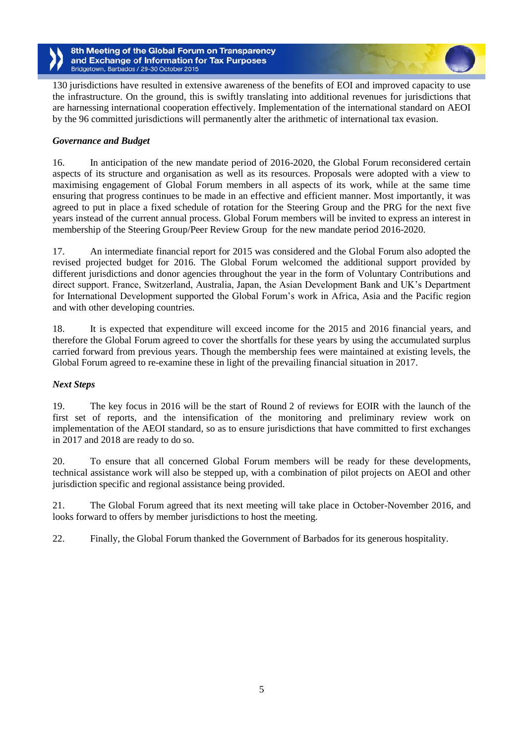130 jurisdictions have resulted in extensive awareness of the benefits of EOI and improved capacity to use the infrastructure. On the ground, this is swiftly translating into additional revenues for jurisdictions that are harnessing international cooperation effectively. Implementation of the international standard on AEOI by the 96 committed jurisdictions will permanently alter the arithmetic of international tax evasion.

***Governance and Budget***

16. In anticipation of the new mandate period of 2016-2020, the Global Forum reconsidered certain aspects of its structure and organisation as well as its resources. Proposals were adopted with a view to maximising engagement of Global Forum members in all aspects of its work, while at the same time ensuring that progress continues to be made in an effective and efficient manner. Most importantly, it was agreed to put in place a fixed schedule of rotation for the Steering Group and the PRG for the next five years instead of the current annual process. Global Forum members will be invited to express an interest in membership of the Steering Group/Peer Review Group for the new mandate period 2016-2020.

17. An intermediate financial report for 2015 was considered and the Global Forum also adopted the revised projected budget for 2016. The Global Forum welcomed the additional support provided by different jurisdictions and donor agencies throughout the year in the form of Voluntary Contributions and direct support. France, Switzerland, Australia, Japan, the Asian Development Bank and UK's Department for International Development supported the Global Forum's work in Africa, Asia and the Pacific region and with other developing countries.

18. It is expected that expenditure will exceed income for the 2015 and 2016 financial years, and therefore the Global Forum agreed to cover the shortfalls for these years by using the accumulated surplus carried forward from previous years. Though the membership fees were maintained at existing levels, the Global Forum agreed to re-examine these in light of the prevailing financial situation in 2017.

***Next Steps***

19. The key focus in 2016 will be the start of Round 2 of reviews for EOIR with the launch of the first set of reports, and the intensification of the monitoring and preliminary review work on implementation of the AEOI standard, so as to ensure jurisdictions that have committed to first exchanges in 2017 and 2018 are ready to do so.

20. To ensure that all concerned Global Forum members will be ready for these developments, technical assistance work will also be stepped up, with a combination of pilot projects on AEOI and other jurisdiction specific and regional assistance being provided.

21. The Global Forum agreed that its next meeting will take place in October-November 2016, and looks forward to offers by member jurisdictions to host the meeting.

22. Finally, the Global Forum thanked the Government of Barbados for its generous hospitality.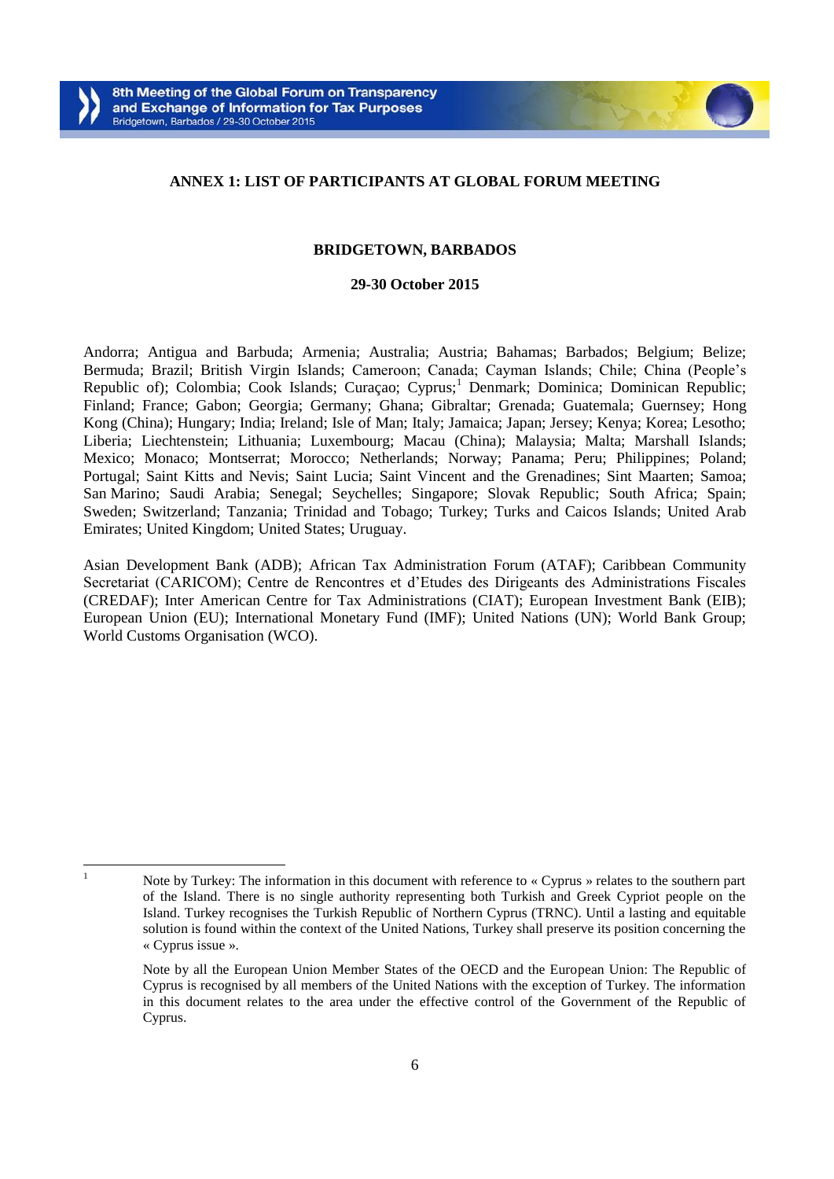## ANNEX 1: LIST OF PARTICIPANTS AT GLOBAL FORUM MEETING

### BRIDGETOWN, BARBADOS

### 29-30 October 2015

Andorra; Antigua and Barbuda; Armenia; Australia; Austria; Bahamas; Barbados; Belgium; Belize; Bermuda; Brazil; British Virgin Islands; Cameroon; Canada; Cayman Islands; Chile; China (People's Republic of); Colombia; Cook Islands; Curaçao; Cyprus;[1] Denmark; Dominica; Dominican Republic; Finland; France; Gabon; Georgia; Germany; Ghana; Gibraltar; Grenada; Guatemala; Guernsey; Hong Kong (China); Hungary; India; Ireland; Isle of Man; Italy; Jamaica; Japan; Jersey; Kenya; Korea; Lesotho; Liberia; Liechtenstein; Lithuania; Luxembourg; Macau (China); Malaysia; Malta; Marshall Islands; Mexico; Monaco; Montserrat; Morocco; Netherlands; Norway; Panama; Peru; Philippines; Poland; Portugal; Saint Kitts and Nevis; Saint Lucia; Saint Vincent and the Grenadines; Sint Maarten; Samoa; San Marino; Saudi Arabia; Senegal; Seychelles; Singapore; Slovak Republic; South Africa; Spain; Sweden; Switzerland; Tanzania; Trinidad and Tobago; Turkey; Turks and Caicos Islands; United Arab Emirates; United Kingdom; United States; Uruguay.

Asian Development Bank (ADB); African Tax Administration Forum (ATAF); Caribbean Community Secretariat (CARICOM); Centre de Rencontres et d'Etudes des Dirigeants des Administrations Fiscales (CREDAF); Inter American Centre for Tax Administrations (CIAT); European Investment Bank (EIB); European Union (EU); International Monetary Fund (IMF); United Nations (UN); World Bank Group; World Customs Organisation (WCO).

---

[1] Note by Turkey: The information in this document with reference to « Cyprus » relates to the southern part of the Island. There is no single authority representing both Turkish and Greek Cypriot people on the Island. Turkey recognises the Turkish Republic of Northern Cyprus (TRNC). Until a lasting and equitable solution is found within the context of the United Nations, Turkey shall preserve its position concerning the « Cyprus issue ».

Note by all the European Union Member States of the OECD and the European Union: The Republic of Cyprus is recognised by all members of the United Nations with the exception of Turkey. The information in this document relates to the area under the effective control of the Government of the Republic of Cyprus.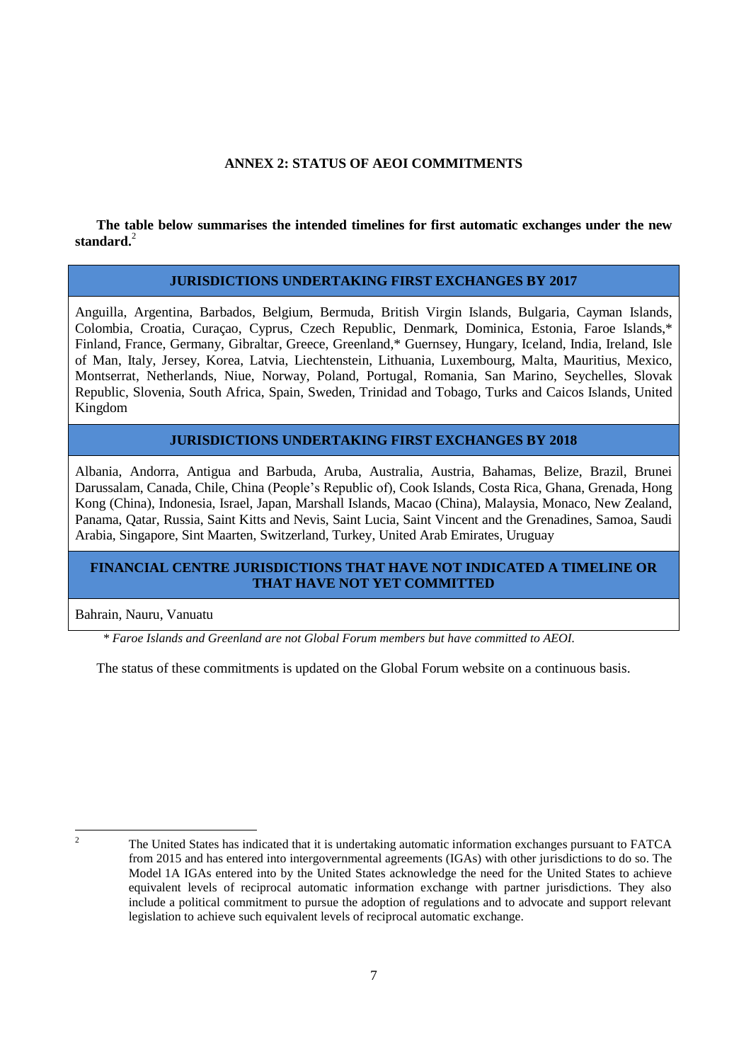## ANNEX 2: STATUS OF AEOI COMMITMENTS

**The table below summarises the intended timelines for first automatic exchanges under the new standard.**[2]

| **JURISDICTIONS UNDERTAKING FIRST EXCHANGES BY 2017** |
|---|
| Anguilla, Argentina, Barbados, Belgium, Bermuda, British Virgin Islands, Bulgaria, Cayman Islands, Colombia, Croatia, Curaçao, Cyprus, Czech Republic, Denmark, Dominica, Estonia, Faroe Islands,* Finland, France, Germany, Gibraltar, Greece, Greenland,* Guernsey, Hungary, Iceland, India, Ireland, Isle of Man, Italy, Jersey, Korea, Latvia, Liechtenstein, Lithuania, Luxembourg, Malta, Mauritius, Mexico, Montserrat, Netherlands, Niue, Norway, Poland, Portugal, Romania, San Marino, Seychelles, Slovak Republic, Slovenia, South Africa, Spain, Sweden, Trinidad and Tobago, Turks and Caicos Islands, United Kingdom |
| **JURISDICTIONS UNDERTAKING FIRST EXCHANGES BY 2018** |
| Albania, Andorra, Antigua and Barbuda, Aruba, Australia, Austria, Bahamas, Belize, Brazil, Brunei Darussalam, Canada, Chile, China (People's Republic of), Cook Islands, Costa Rica, Ghana, Grenada, Hong Kong (China), Indonesia, Israel, Japan, Marshall Islands, Macao (China), Malaysia, Monaco, New Zealand, Panama, Qatar, Russia, Saint Kitts and Nevis, Saint Lucia, Saint Vincent and the Grenadines, Samoa, Saudi Arabia, Singapore, Sint Maarten, Switzerland, Turkey, United Arab Emirates, Uruguay |
| **FINANCIAL CENTRE JURISDICTIONS THAT HAVE NOT INDICATED A TIMELINE OR THAT HAVE NOT YET COMMITTED** |
| Bahrain, Nauru, Vanuatu |

*\* Faroe Islands and Greenland are not Global Forum members but have committed to AEOI.*

The status of these commitments is updated on the Global Forum website on a continuous basis.

[2] The United States has indicated that it is undertaking automatic information exchanges pursuant to FATCA from 2015 and has entered into intergovernmental agreements (IGAs) with other jurisdictions to do so. The Model 1A IGAs entered into by the United States acknowledge the need for the United States to achieve equivalent levels of reciprocal automatic information exchange with partner jurisdictions. They also include a political commitment to pursue the adoption of regulations and to advocate and support relevant legislation to achieve such equivalent levels of reciprocal automatic exchange.